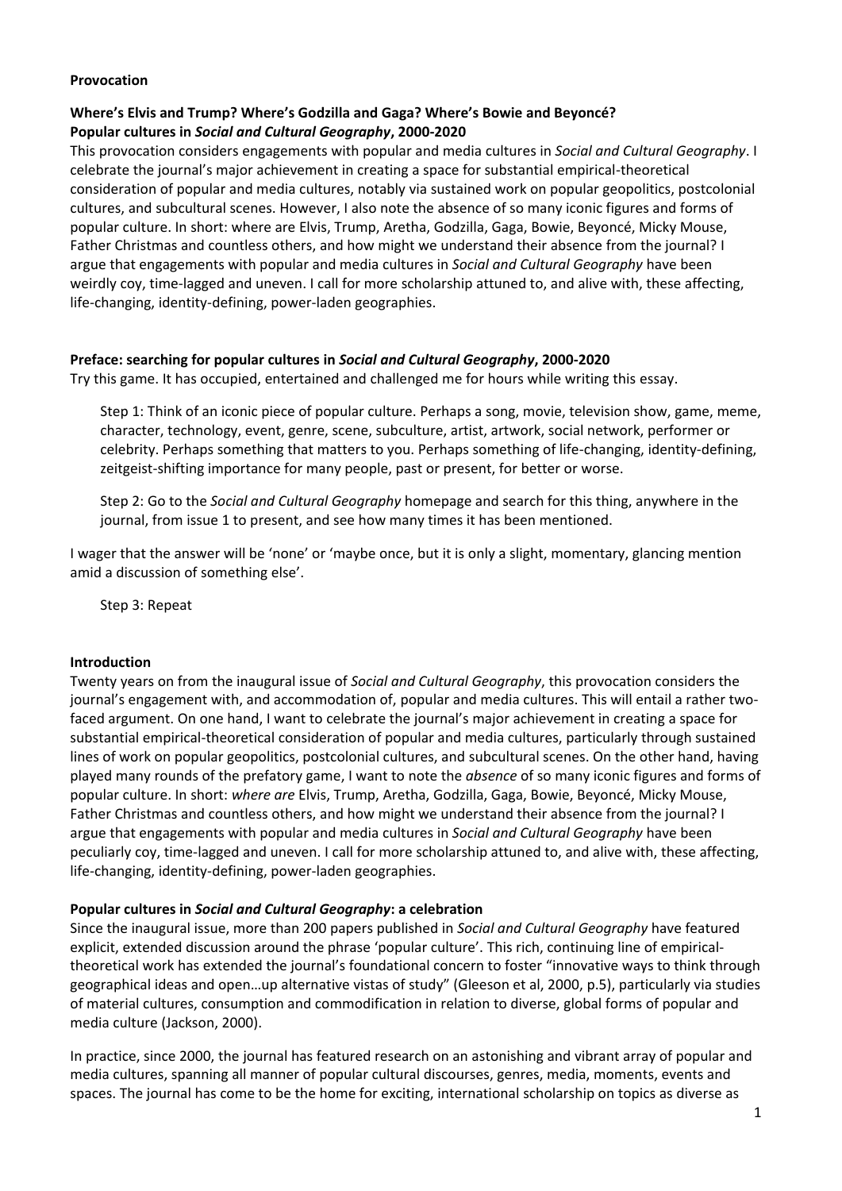**Provocation**

**Where's Elvis and Trump? Where's Godzilla and Gaga? Where's Bowie and Beyoncé?**
**Popular cultures in *Social and Cultural Geography*, 2000-2020**

This provocation considers engagements with popular and media cultures in *Social and Cultural Geography*. I celebrate the journal's major achievement in creating a space for substantial empirical-theoretical consideration of popular and media cultures, notably via sustained work on popular geopolitics, postcolonial cultures, and subcultural scenes. However, I also note the absence of so many iconic figures and forms of popular culture. In short: where are Elvis, Trump, Aretha, Godzilla, Gaga, Bowie, Beyoncé, Micky Mouse, Father Christmas and countless others, and how might we understand their absence from the journal? I argue that engagements with popular and media cultures in *Social and Cultural Geography* have been weirdly coy, time-lagged and uneven. I call for more scholarship attuned to, and alive with, these affecting, life-changing, identity-defining, power-laden geographies.

**Preface: searching for popular cultures in *Social and Cultural Geography*, 2000-2020**

Try this game. It has occupied, entertained and challenged me for hours while writing this essay.

> Step 1: Think of an iconic piece of popular culture. Perhaps a song, movie, television show, game, meme, character, technology, event, genre, scene, subculture, artist, artwork, social network, performer or celebrity. Perhaps something that matters to you. Perhaps something of life-changing, identity-defining, zeitgeist-shifting importance for many people, past or present, for better or worse.
>
> Step 2: Go to the *Social and Cultural Geography* homepage and search for this thing, anywhere in the journal, from issue 1 to present, and see how many times it has been mentioned.

I wager that the answer will be 'none' or 'maybe once, but it is only a slight, momentary, glancing mention amid a discussion of something else'.

> Step 3: Repeat

**Introduction**

Twenty years on from the inaugural issue of *Social and Cultural Geography*, this provocation considers the journal's engagement with, and accommodation of, popular and media cultures. This will entail a rather two-faced argument. On one hand, I want to celebrate the journal's major achievement in creating a space for substantial empirical-theoretical consideration of popular and media cultures, particularly through sustained lines of work on popular geopolitics, postcolonial cultures, and subcultural scenes. On the other hand, having played many rounds of the prefatory game, I want to note the *absence* of so many iconic figures and forms of popular culture. In short: *where are* Elvis, Trump, Aretha, Godzilla, Gaga, Bowie, Beyoncé, Micky Mouse, Father Christmas and countless others, and how might we understand their absence from the journal? I argue that engagements with popular and media cultures in *Social and Cultural Geography* have been peculiarly coy, time-lagged and uneven. I call for more scholarship attuned to, and alive with, these affecting, life-changing, identity-defining, power-laden geographies.

**Popular cultures in *Social and Cultural Geography*: a celebration**

Since the inaugural issue, more than 200 papers published in *Social and Cultural Geography* have featured explicit, extended discussion around the phrase 'popular culture'. This rich, continuing line of empirical-theoretical work has extended the journal's foundational concern to foster "innovative ways to think through geographical ideas and open…up alternative vistas of study" (Gleeson et al, 2000, p.5), particularly via studies of material cultures, consumption and commodification in relation to diverse, global forms of popular and media culture (Jackson, 2000).

In practice, since 2000, the journal has featured research on an astonishing and vibrant array of popular and media cultures, spanning all manner of popular cultural discourses, genres, media, moments, events and spaces. The journal has come to be the home for exciting, international scholarship on topics as diverse as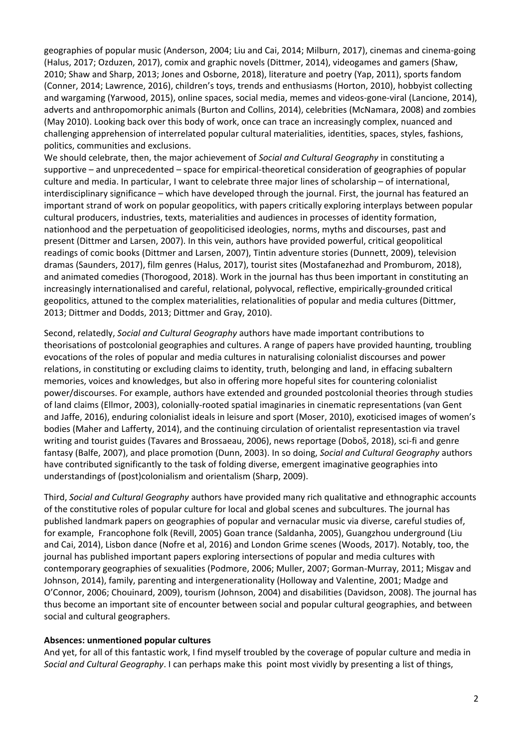geographies of popular music (Anderson, 2004; Liu and Cai, 2014; Milburn, 2017), cinemas and cinema-going (Halus, 2017; Ozduzen, 2017), comix and graphic novels (Dittmer, 2014), videogames and gamers (Shaw, 2010; Shaw and Sharp, 2013; Jones and Osborne, 2018), literature and poetry (Yap, 2011), sports fandom (Conner, 2014; Lawrence, 2016), children's toys, trends and enthusiasms (Horton, 2010), hobbyist collecting and wargaming (Yarwood, 2015), online spaces, social media, memes and videos-gone-viral (Lancione, 2014), adverts and anthropomorphic animals (Burton and Collins, 2014), celebrities (McNamara, 2008) and zombies (May 2010). Looking back over this body of work, once can trace an increasingly complex, nuanced and challenging apprehension of interrelated popular cultural materialities, identities, spaces, styles, fashions, politics, communities and exclusions.

We should celebrate, then, the major achievement of *Social and Cultural Geography* in constituting a supportive – and unprecedented – space for empirical-theoretical consideration of geographies of popular culture and media. In particular, I want to celebrate three major lines of scholarship – of international, interdisciplinary significance – which have developed through the journal. First, the journal has featured an important strand of work on popular geopolitics, with papers critically exploring interplays between popular cultural producers, industries, texts, materialities and audiences in processes of identity formation, nationhood and the perpetuation of geopoliticised ideologies, norms, myths and discourses, past and present (Dittmer and Larsen, 2007). In this vein, authors have provided powerful, critical geopolitical readings of comic books (Dittmer and Larsen, 2007), Tintin adventure stories (Dunnett, 2009), television dramas (Saunders, 2017), film genres (Halus, 2017), tourist sites (Mostafanezhad and Promburom, 2018), and animated comedies (Thorogood, 2018). Work in the journal has thus been important in constituting an increasingly internationalised and careful, relational, polyvocal, reflective, empirically-grounded critical geopolitics, attuned to the complex materialities, relationalities of popular and media cultures (Dittmer, 2013; Dittmer and Dodds, 2013; Dittmer and Gray, 2010).

Second, relatedly, *Social and Cultural Geography* authors have made important contributions to theorisations of postcolonial geographies and cultures. A range of papers have provided haunting, troubling evocations of the roles of popular and media cultures in naturalising colonialist discourses and power relations, in constituting or excluding claims to identity, truth, belonging and land, in effacing subaltern memories, voices and knowledges, but also in offering more hopeful sites for countering colonialist power/discourses. For example, authors have extended and grounded postcolonial theories through studies of land claims (Ellmor, 2003), colonially-rooted spatial imaginaries in cinematic representations (van Gent and Jaffe, 2016), enduring colonialist ideals in leisure and sport (Moser, 2010), exoticised images of women's bodies (Maher and Lafferty, 2014), and the continuing circulation of orientalist representastion via travel writing and tourist guides (Tavares and Brossaeau, 2006), news reportage (Doboš, 2018), sci-fi and genre fantasy (Balfe, 2007), and place promotion (Dunn, 2003). In so doing, *Social and Cultural Geography* authors have contributed significantly to the task of folding diverse, emergent imaginative geographies into understandings of (post)colonialism and orientalism (Sharp, 2009).

Third, *Social and Cultural Geography* authors have provided many rich qualitative and ethnographic accounts of the constitutive roles of popular culture for local and global scenes and subcultures. The journal has published landmark papers on geographies of popular and vernacular music via diverse, careful studies of, for example, Francophone folk (Revill, 2005) Goan trance (Saldanha, 2005), Guangzhou underground (Liu and Cai, 2014), Lisbon dance (Nofre et al, 2016) and London Grime scenes (Woods, 2017). Notably, too, the journal has published important papers exploring intersections of popular and media cultures with contemporary geographies of sexualities (Podmore, 2006; Muller, 2007; Gorman-Murray, 2011; Misgav and Johnson, 2014), family, parenting and intergenerationality (Holloway and Valentine, 2001; Madge and O'Connor, 2006; Chouinard, 2009), tourism (Johnson, 2004) and disabilities (Davidson, 2008). The journal has thus become an important site of encounter between social and popular cultural geographies, and between social and cultural geographers.

**Absences: unmentioned popular cultures**

And yet, for all of this fantastic work, I find myself troubled by the coverage of popular culture and media in *Social and Cultural Geography*. I can perhaps make this point most vividly by presenting a list of things,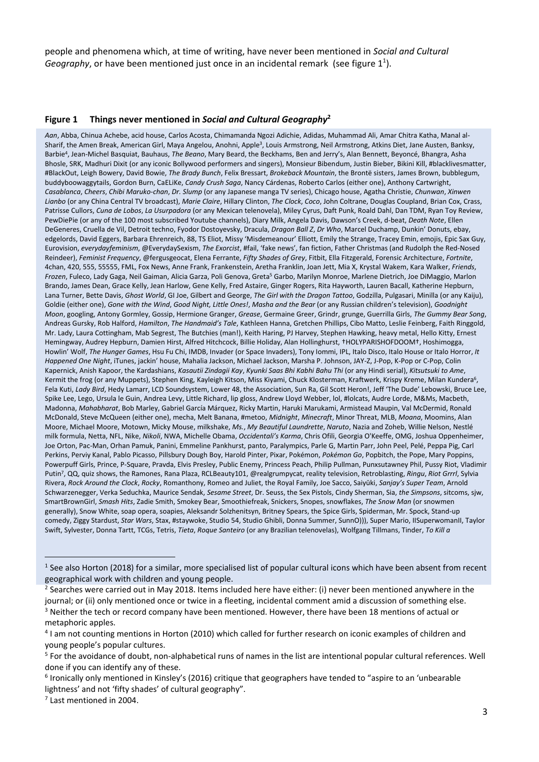people and phenomena which, at time of writing, have never been mentioned in *Social and Cultural Geography*, or have been mentioned just once in an incidental remark (see figure 1[1]).

#### Figure 1 Things never mentioned in *Social and Cultural Geography*[2]

*Aan*, Abba, Chinua Achebe, acid house, Carlos Acosta, Chimamanda Ngozi Adichie, Adidas, Muhammad Ali, Amar Chitra Katha, Manal al-Sharif, the Amen Break, American Girl, Maya Angelou, Anohni, Apple[3], Louis Armstrong, Neil Armstrong, Atkins Diet, Jane Austen, Banksy, Barbie[4], Jean-Michel Basquiat, Bauhaus, *The Beano*, Mary Beard, the Beckhams, Ben and Jerry's, Alan Bennett, Beyoncé, Bhangra, Asha Bhosle, SRK, Madhuri Dixit (or any iconic Bollywood performers and singers), Monsieur Bibendum, Justin Bieber, Bikini Kill, #blacklivesmatter, #BlackOut, Leigh Bowery, David Bowie, *The Brady Bunch*, Felix Bressart, *Brokeback Mountain*, the Brontë sisters, James Brown, bubblegum, buddyboowaggytails, Gordon Burn, CaELiKe, *Candy Crush Saga*, Nancy Cárdenas, Roberto Carlos (either one), Anthony Cartwright, *Casablanca*, *Cheers*, *Chibi Maruko-chan*, *Dr. Slump* (or any Japanese manga TV series), Chicago house, Agatha Christie, *Chunwan*, *Xinwen Lianbo* (or any China Central TV broadcast), *Marie Claire*, Hillary Clinton, *The Clock*, *Coco*, John Coltrane, Douglas Coupland, Brian Cox, Crass, Patrisse Cullors, *Cuna de Lobos*, *La Usurpadora* (or any Mexican telenovela), Miley Cyrus, Daft Punk, Roald Dahl, Dan TDM, Ryan Toy Review, PewDiePie (or any of the 100 most subscribed Youtube channels), Diary Milk, Angela Davis, Dawson's Creek, d-beat, *Death Note*, Ellen DeGeneres, Cruella de Vil, Detroit techno, Fyodor Dostoyevsky, Dracula, *Dragon Ball Z*, *Dr Who*, Marcel Duchamp, Dunkin' Donuts, ebay, edgelords, David Eggers, Barbara Ehrenreich, 88, TS Eliot, Missy 'Misdemeanour' Elliott, Emily the Strange, Tracey Emin, emojis, Epic Sax Guy, Eurovision, *everydayfeminism*, @EverydaySexism, *The Exorcist*, #fail, 'fake news', fan fiction, Father Christmas (and Rudolph the Red-Nosed Reindeer), *Feminist Frequency*, @fergusgeocat, Elena Ferrante, *Fifty Shades of Grey*, Fitbit, Ella Fitzgerald, Forensic Architecture, *Fortnite*, 4chan, 420, 555, 55555, FML, Fox News, Anne Frank, Frankenstein, Aretha Franklin, Joan Jett, Mia X, Krystal Wakem, Kara Walker, *Friends*, *Frozen*, Fuleco, Lady Gaga, Neil Gaiman, Alicia Garza, Poli Genova, Greta[5] Garbo, Marilyn Monroe, Marlene Dietrich, Joe DiMaggio, Marlon Brando, James Dean, Grace Kelly, Jean Harlow, Gene Kelly, Fred Astaire, Ginger Rogers, Rita Hayworth, Lauren Bacall, Katherine Hepburn, Lana Turner, Bette Davis, *Ghost World*, GI Joe, Gilbert and George, *The Girl with the Dragon Tattoo*, Godzilla, Pulgasari, Minilla (or any Kaiju), Goldie (either one), *Gone with the Wind*, *Good Night, Little Ones!*, *Masha and the Bear* (or any Russian children's television), *Goodnight Moon*, googling, Antony Gormley, Gossip, Hermione Granger, *Grease*, Germaine Greer, Grindr, grunge, Guerrilla Girls, *The Gummy Bear Song*, Andreas Gursky, Rob Halford, *Hamilton*, *The Handmaid's Tale*, Kathleen Hanna, Gretchen Phillips, Cibo Matto, Leslie Feinberg, Faith Ringgold, Mr. Lady, Laura Cottingham, Mab Segrest, The Butchies (man!), Keith Haring, PJ Harvey, Stephen Hawking, heavy metal, Hello Kitty, Ernest Hemingway, Audrey Hepburn, Damien Hirst, Alfred Hitchcock, Billie Holiday, Alan Hollinghurst, †HOLYPARISHOFDOOM†, Hoshimogga, Howlin' Wolf, *The Hunger Games*, Hsu Fu Chi, IMDB, Invader (or Space Invaders), Tony Iommi, IPL, Italo Disco, Italo House or Italo Horror, *It Happened One Night*, iTunes, jackin' house, Mahalia Jackson, Michael Jackson, Marsha P. Johnson, JAY-Z, J-Pop, K-Pop or C-Pop, Colin Kapernick, Anish Kapoor, the Kardashians, *Kasautii Zindagii Kay*, *Kyunki Saas Bhi Kabhi Bahu Thi* (or any Hindi serial), *Kitsutsuki to Ame*, Kermit the frog (or any Muppets), Stephen King, Kayleigh Kitson, Miss Kiyami, Chuck Klosterman, Kraftwerk, Krispy Kreme, Milan Kundera[6], Fela Kuti, *Lady Bird*, Hedy Lamarr, LCD Soundsystem, Lower 48, the Association, Sun Ra, Gil Scott Heron!, Jeff 'The Dude' Lebowski, Bruce Lee, Spike Lee, Lego, Ursula le Guin, Andrea Levy, Little Richard, lip gloss, Andrew Lloyd Webber, lol, #lolcats, Audre Lorde, M&Ms, Macbeth, Madonna, *Mahabharat*, Bob Marley, Gabriel García Márquez, Ricky Martin, Haruki Marukami, Armistead Maupin, Val McDermid, Ronald McDonald, Steve McQueen (either one), mecha, Melt Banana, #metoo, *Midnight*, *Minecraft*, Minor Threat, MLB, *Moana*, Moomins, Alan Moore, Michael Moore, Motown, Micky Mouse, milkshake, *Ms.*, *My Beautiful Laundrette*, *Naruto*, Nazia and Zoheb, Willie Nelson, Nestlé milk formula, Netta, NFL, Nike, *Nikoli*, NWA, Michelle Obama, *Occidentali's Karma*, Chris Ofili, Georgia O'Keeffe, OMG, Joshua Oppenheimer, Joe Orton, Pac-Man, Orhan Pamuk, Panini, Emmeline Pankhurst, panto, Paralympics, Parle G, Martin Parr, John Peel, Pelé, Peppa Pig, Carl Perkins, Perviy Kanal, Pablo Picasso, Pillsbury Dough Boy, Harold Pinter, Pixar, Pokémon, *Pokémon Go*, Popbitch, the Pope, Mary Poppins, Powerpuff Girls, Prince, P-Square, Pravda, Elvis Presley, Public Enemy, Princess Peach, Philip Pullman, Punxsutawney Phil, Pussy Riot, Vladimir Putin[7], QQ, quiz shows, the Ramones, Rana Plaza, RCLBeauty101, @realgrumpycat, reality television, Retroblasting, *Ringu*, *Riot Grrrl*, Sylvia Rivera, *Rock Around the Clock*, *Rocky*, Romanthony, Romeo and Juliet, the Royal Family, Joe Sacco, Saiyūki, *Sanjay's Super Team*, Arnold Schwarzenegger, Verka Seduchka, Maurice Sendak, *Sesame Street*, Dr. Seuss, the Sex Pistols, Cindy Sherman, Sia, *the Simpsons*, sitcoms, sjw, SmartBrownGirl, *Smash Hits*, Zadie Smith, Smokey Bear, Smoothiefreak, Snickers, Snopes, snowflakes, *The Snow Man* (or snowmen generally), Snow White, soap opera, soapies, Aleksandr Solzhenitsyn, Britney Spears, the Spice Girls, Spiderman, Mr. Spock, Stand-up comedy, Ziggy Stardust, *Star Wars*, Stax, #staywoke, Studio 54, Studio Ghibli, Donna Summer, SunnO))), Super Mario, IISuperwomanII, Taylor Swift, Sylvester, Donna Tartt, TCGs, Tetris, *Tieta*, *Roque Santeiro* (or any Brazilian telenovelas), Wolfgang Tillmans, Tinder, *To Kill a*

---

[1] See also Horton (2018) for a similar, more specialised list of popular cultural icons which have been absent from recent geographical work with children and young people.

[2] Searches were carried out in May 2018. Items included here have either: (i) never been mentioned anywhere in the journal; or (ii) only mentioned once or twice in a fleeting, incidental comment amid a discussion of something else.

[3] Neither the tech or record company have been mentioned. However, there have been 18 mentions of actual or metaphoric apples.

[4] I am not counting mentions in Horton (2010) which called for further research on iconic examples of children and young people's popular cultures.

[5] For the avoidance of doubt, non-alphabetical runs of names in the list are intentional popular cultural references. Well done if you can identify any of these.

[6] Ironically only mentioned in Kinsley's (2016) critique that geographers have tended to "aspire to an 'unbearable lightness' and not 'fifty shades' of cultural geography".

[7] Last mentioned in 2004.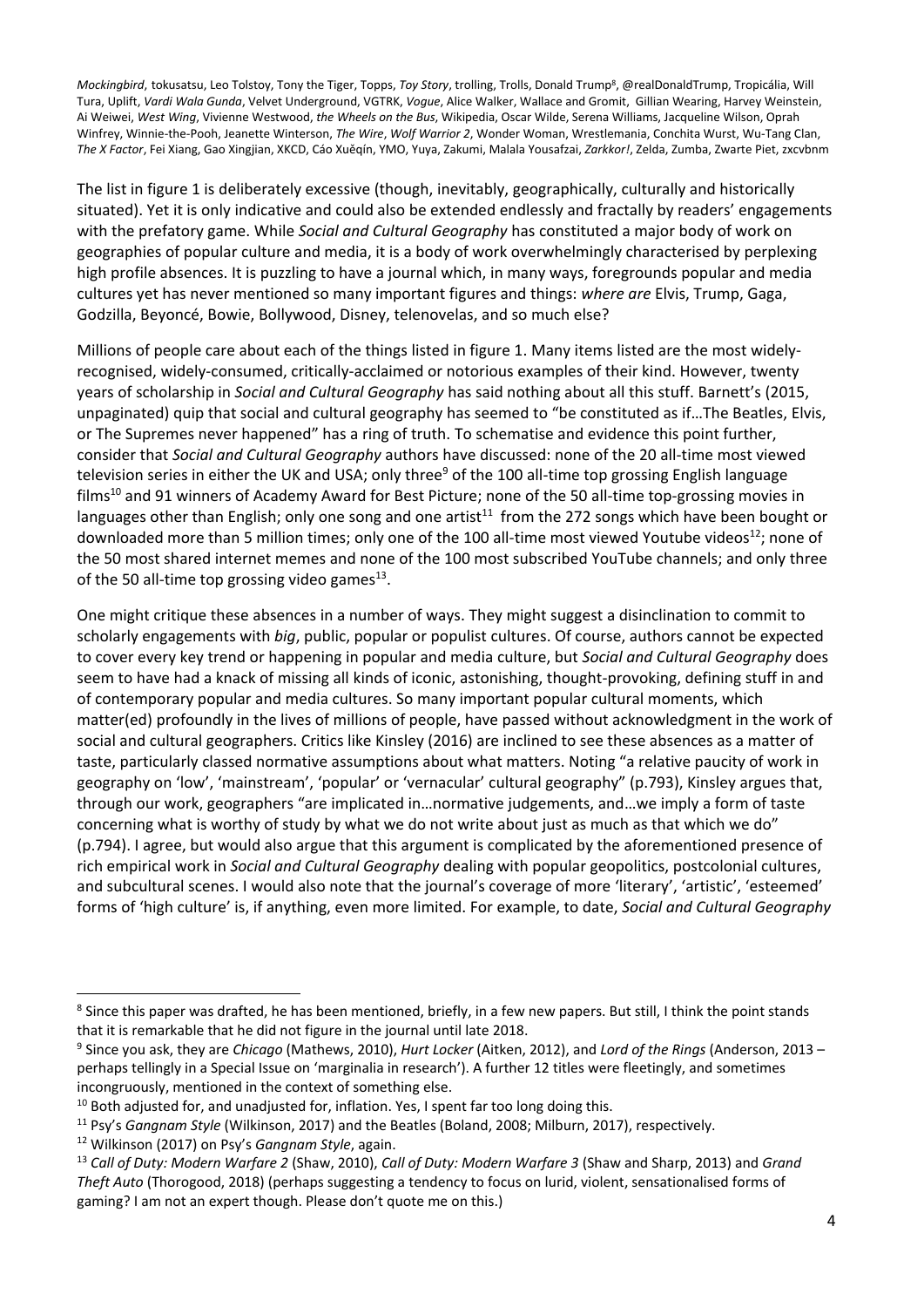*Mockingbird*, tokusatsu, Leo Tolstoy, Tony the Tiger, Topps, *Toy Story*, trolling, Trolls, Donald Trump[8], @realDonaldTrump, Tropicália, Will Tura, Uplift, *Vardi Wala Gunda*, Velvet Underground, VGTRK, *Vogue*, Alice Walker, Wallace and Gromit, Gillian Wearing, Harvey Weinstein, Ai Weiwei, *West Wing*, Vivienne Westwood, *the Wheels on the Bus*, Wikipedia, Oscar Wilde, Serena Williams, Jacqueline Wilson, Oprah Winfrey, Winnie-the-Pooh, Jeanette Winterson, *The Wire*, *Wolf Warrior 2*, Wonder Woman, Wrestlemania, Conchita Wurst, Wu-Tang Clan, *The X Factor*, Fei Xiang, Gao Xingjian, XKCD, Cáo Xuěqín, YMO, Yuya, Zakumi, Malala Yousafzai, *Zarkkor!*, Zelda, Zumba, Zwarte Piet, zxcvbnm

The list in figure 1 is deliberately excessive (though, inevitably, geographically, culturally and historically situated). Yet it is only indicative and could also be extended endlessly and fractally by readers' engagements with the prefatory game. While *Social and Cultural Geography* has constituted a major body of work on geographies of popular culture and media, it is a body of work overwhelmingly characterised by perplexing high profile absences. It is puzzling to have a journal which, in many ways, foregrounds popular and media cultures yet has never mentioned so many important figures and things: *where are* Elvis, Trump, Gaga, Godzilla, Beyoncé, Bowie, Bollywood, Disney, telenovelas, and so much else?

Millions of people care about each of the things listed in figure 1. Many items listed are the most widely-recognised, widely-consumed, critically-acclaimed or notorious examples of their kind. However, twenty years of scholarship in *Social and Cultural Geography* has said nothing about all this stuff. Barnett's (2015, unpaginated) quip that social and cultural geography has seemed to "be constituted as if…The Beatles, Elvis, or The Supremes never happened" has a ring of truth. To schematise and evidence this point further, consider that *Social and Cultural Geography* authors have discussed: none of the 20 all-time most viewed television series in either the UK and USA; only three[9] of the 100 all-time top grossing English language films[10] and 91 winners of Academy Award for Best Picture; none of the 50 all-time top-grossing movies in languages other than English; only one song and one artist[11] from the 272 songs which have been bought or downloaded more than 5 million times; only one of the 100 all-time most viewed Youtube videos[12]; none of the 50 most shared internet memes and none of the 100 most subscribed YouTube channels; and only three of the 50 all-time top grossing video games[13].

One might critique these absences in a number of ways. They might suggest a disinclination to commit to scholarly engagements with *big*, public, popular or populist cultures. Of course, authors cannot be expected to cover every key trend or happening in popular and media culture, but *Social and Cultural Geography* does seem to have had a knack of missing all kinds of iconic, astonishing, thought-provoking, defining stuff in and of contemporary popular and media cultures. So many important popular cultural moments, which matter(ed) profoundly in the lives of millions of people, have passed without acknowledgment in the work of social and cultural geographers. Critics like Kinsley (2016) are inclined to see these absences as a matter of taste, particularly classed normative assumptions about what matters. Noting "a relative paucity of work in geography on 'low', 'mainstream', 'popular' or 'vernacular' cultural geography" (p.793), Kinsley argues that, through our work, geographers "are implicated in…normative judgements, and…we imply a form of taste concerning what is worthy of study by what we do not write about just as much as that which we do" (p.794). I agree, but would also argue that this argument is complicated by the aforementioned presence of rich empirical work in *Social and Cultural Geography* dealing with popular geopolitics, postcolonial cultures, and subcultural scenes. I would also note that the journal's coverage of more 'literary', 'artistic', 'esteemed' forms of 'high culture' is, if anything, even more limited. For example, to date, *Social and Cultural Geography*

---

[8] Since this paper was drafted, he has been mentioned, briefly, in a few new papers. But still, I think the point stands that it is remarkable that he did not figure in the journal until late 2018.

[9] Since you ask, they are *Chicago* (Mathews, 2010), *Hurt Locker* (Aitken, 2012), and *Lord of the Rings* (Anderson, 2013 – perhaps tellingly in a Special Issue on 'marginalia in research'). A further 12 titles were fleetingly, and sometimes incongruously, mentioned in the context of something else.

[10] Both adjusted for, and unadjusted for, inflation. Yes, I spent far too long doing this.

[11] Psy's *Gangnam Style* (Wilkinson, 2017) and the Beatles (Boland, 2008; Milburn, 2017), respectively.

[12] Wilkinson (2017) on Psy's *Gangnam Style*, again.

[13] *Call of Duty: Modern Warfare 2* (Shaw, 2010), *Call of Duty: Modern Warfare 3* (Shaw and Sharp, 2013) and *Grand Theft Auto* (Thorogood, 2018) (perhaps suggesting a tendency to focus on lurid, violent, sensationalised forms of gaming? I am not an expert though. Please don't quote me on this.)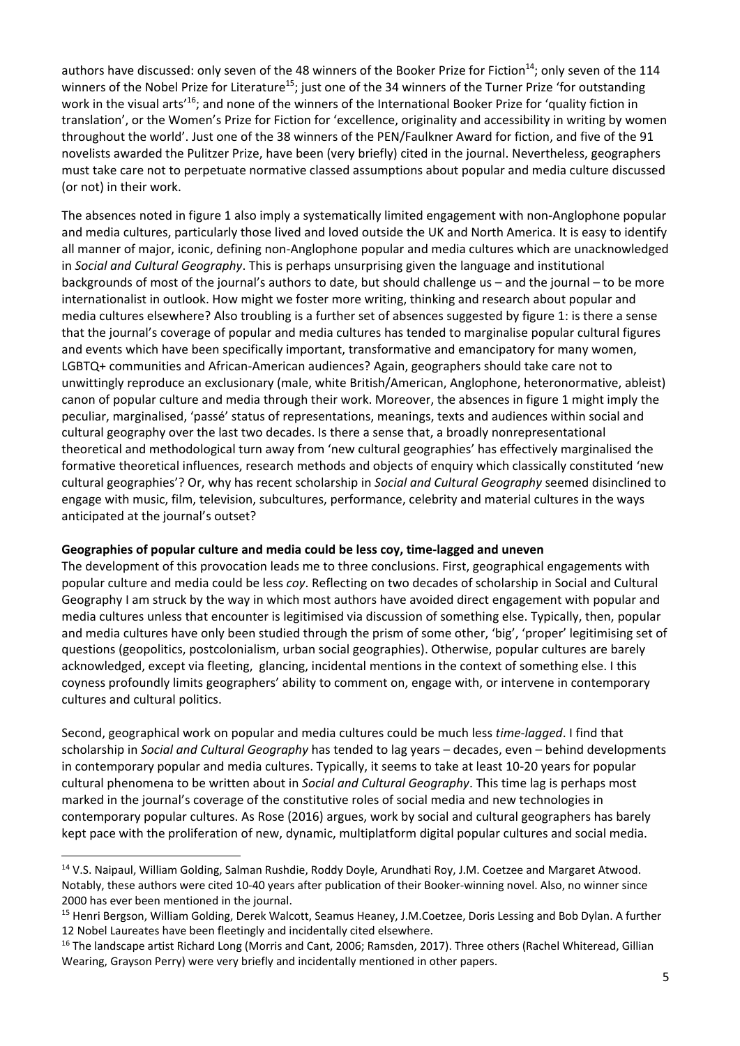authors have discussed: only seven of the 48 winners of the Booker Prize for Fiction[14]; only seven of the 114 winners of the Nobel Prize for Literature[15]; just one of the 34 winners of the Turner Prize 'for outstanding work in the visual arts'[16]; and none of the winners of the International Booker Prize for 'quality fiction in translation', or the Women's Prize for Fiction for 'excellence, originality and accessibility in writing by women throughout the world'. Just one of the 38 winners of the PEN/Faulkner Award for fiction, and five of the 91 novelists awarded the Pulitzer Prize, have been (very briefly) cited in the journal. Nevertheless, geographers must take care not to perpetuate normative classed assumptions about popular and media culture discussed (or not) in their work.

The absences noted in figure 1 also imply a systematically limited engagement with non-Anglophone popular and media cultures, particularly those lived and loved outside the UK and North America. It is easy to identify all manner of major, iconic, defining non-Anglophone popular and media cultures which are unacknowledged in *Social and Cultural Geography*. This is perhaps unsurprising given the language and institutional backgrounds of most of the journal's authors to date, but should challenge us – and the journal – to be more internationalist in outlook. How might we foster more writing, thinking and research about popular and media cultures elsewhere? Also troubling is a further set of absences suggested by figure 1: is there a sense that the journal's coverage of popular and media cultures has tended to marginalise popular cultural figures and events which have been specifically important, transformative and emancipatory for many women, LGBTQ+ communities and African-American audiences? Again, geographers should take care not to unwittingly reproduce an exclusionary (male, white British/American, Anglophone, heteronormative, ableist) canon of popular culture and media through their work. Moreover, the absences in figure 1 might imply the peculiar, marginalised, 'passé' status of representations, meanings, texts and audiences within social and cultural geography over the last two decades. Is there a sense that, a broadly nonrepresentational theoretical and methodological turn away from 'new cultural geographies' has effectively marginalised the formative theoretical influences, research methods and objects of enquiry which classically constituted 'new cultural geographies'? Or, why has recent scholarship in *Social and Cultural Geography* seemed disinclined to engage with music, film, television, subcultures, performance, celebrity and material cultures in the ways anticipated at the journal's outset?

**Geographies of popular culture and media could be less coy, time-lagged and uneven**

The development of this provocation leads me to three conclusions. First, geographical engagements with popular culture and media could be less *coy*. Reflecting on two decades of scholarship in Social and Cultural Geography I am struck by the way in which most authors have avoided direct engagement with popular and media cultures unless that encounter is legitimised via discussion of something else. Typically, then, popular and media cultures have only been studied through the prism of some other, 'big', 'proper' legitimising set of questions (geopolitics, postcolonialism, urban social geographies). Otherwise, popular cultures are barely acknowledged, except via fleeting, glancing, incidental mentions in the context of something else. I this coyness profoundly limits geographers' ability to comment on, engage with, or intervene in contemporary cultures and cultural politics.

Second, geographical work on popular and media cultures could be much less *time-lagged*. I find that scholarship in *Social and Cultural Geography* has tended to lag years – decades, even – behind developments in contemporary popular and media cultures. Typically, it seems to take at least 10-20 years for popular cultural phenomena to be written about in *Social and Cultural Geography*. This time lag is perhaps most marked in the journal's coverage of the constitutive roles of social media and new technologies in contemporary popular cultures. As Rose (2016) argues, work by social and cultural geographers has barely kept pace with the proliferation of new, dynamic, multiplatform digital popular cultures and social media.

[14] V.S. Naipaul, William Golding, Salman Rushdie, Roddy Doyle, Arundhati Roy, J.M. Coetzee and Margaret Atwood. Notably, these authors were cited 10-40 years after publication of their Booker-winning novel. Also, no winner since 2000 has ever been mentioned in the journal.

[15] Henri Bergson, William Golding, Derek Walcott, Seamus Heaney, J.M.Coetzee, Doris Lessing and Bob Dylan. A further 12 Nobel Laureates have been fleetingly and incidentally cited elsewhere.

[16] The landscape artist Richard Long (Morris and Cant, 2006; Ramsden, 2017). Three others (Rachel Whiteread, Gillian Wearing, Grayson Perry) were very briefly and incidentally mentioned in other papers.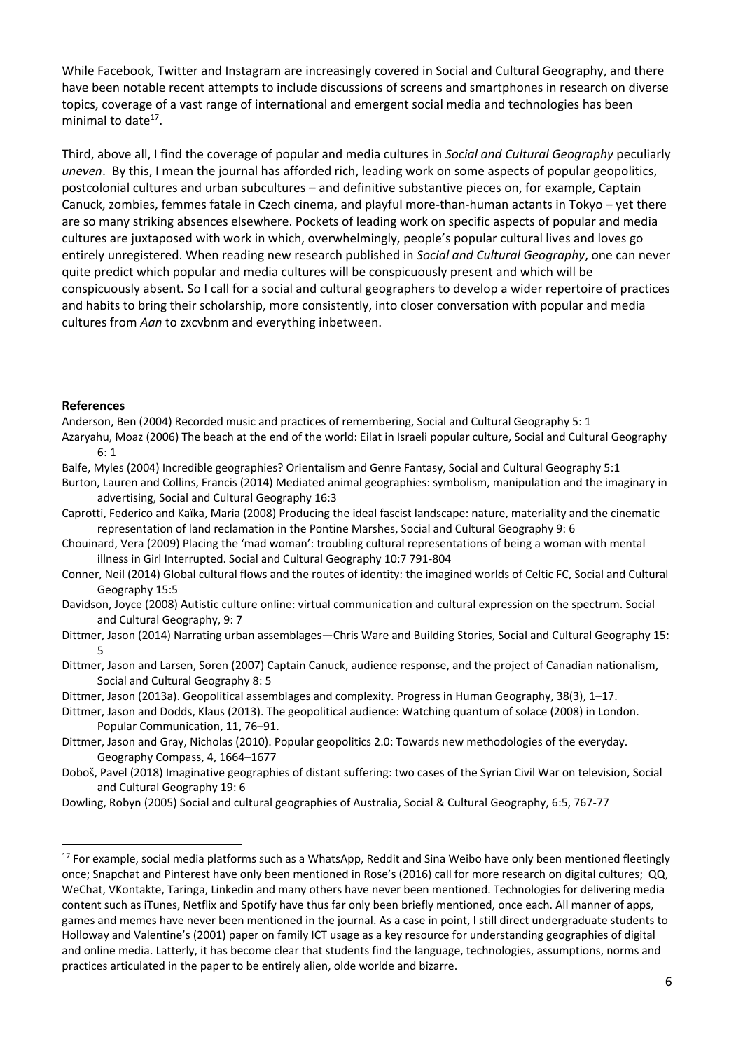While Facebook, Twitter and Instagram are increasingly covered in Social and Cultural Geography, and there have been notable recent attempts to include discussions of screens and smartphones in research on diverse topics, coverage of a vast range of international and emergent social media and technologies has been minimal to date[17].

Third, above all, I find the coverage of popular and media cultures in *Social and Cultural Geography* peculiarly *uneven*. By this, I mean the journal has afforded rich, leading work on some aspects of popular geopolitics, postcolonial cultures and urban subcultures – and definitive substantive pieces on, for example, Captain Canuck, zombies, femmes fatale in Czech cinema, and playful more-than-human actants in Tokyo – yet there are so many striking absences elsewhere. Pockets of leading work on specific aspects of popular and media cultures are juxtaposed with work in which, overwhelmingly, people's popular cultural lives and loves go entirely unregistered. When reading new research published in *Social and Cultural Geography*, one can never quite predict which popular and media cultures will be conspicuously present and which will be conspicuously absent. So I call for a social and cultural geographers to develop a wider repertoire of practices and habits to bring their scholarship, more consistently, into closer conversation with popular and media cultures from *Aan* to zxcvbnm and everything inbetween.

## References

Anderson, Ben (2004) Recorded music and practices of remembering, Social and Cultural Geography 5: 1

Azaryahu, Moaz (2006) The beach at the end of the world: Eilat in Israeli popular culture, Social and Cultural Geography 6: 1

Balfe, Myles (2004) Incredible geographies? Orientalism and Genre Fantasy, Social and Cultural Geography 5:1

Burton, Lauren and Collins, Francis (2014) Mediated animal geographies: symbolism, manipulation and the imaginary in advertising, Social and Cultural Geography 16:3

Caprotti, Federico and Kaïka, Maria (2008) Producing the ideal fascist landscape: nature, materiality and the cinematic representation of land reclamation in the Pontine Marshes, Social and Cultural Geography 9: 6

Chouinard, Vera (2009) Placing the 'mad woman': troubling cultural representations of being a woman with mental illness in Girl Interrupted. Social and Cultural Geography 10:7 791-804

Conner, Neil (2014) Global cultural flows and the routes of identity: the imagined worlds of Celtic FC, Social and Cultural Geography 15:5

Davidson, Joyce (2008) Autistic culture online: virtual communication and cultural expression on the spectrum. Social and Cultural Geography, 9: 7

Dittmer, Jason (2014) Narrating urban assemblages—Chris Ware and Building Stories, Social and Cultural Geography 15: 5

Dittmer, Jason and Larsen, Soren (2007) Captain Canuck, audience response, and the project of Canadian nationalism, Social and Cultural Geography 8: 5

Dittmer, Jason (2013a). Geopolitical assemblages and complexity. Progress in Human Geography, 38(3), 1–17.

Dittmer, Jason and Dodds, Klaus (2013). The geopolitical audience: Watching quantum of solace (2008) in London. Popular Communication, 11, 76–91.

Dittmer, Jason and Gray, Nicholas (2010). Popular geopolitics 2.0: Towards new methodologies of the everyday. Geography Compass, 4, 1664–1677

Doboš, Pavel (2018) Imaginative geographies of distant suffering: two cases of the Syrian Civil War on television, Social and Cultural Geography 19: 6

Dowling, Robyn (2005) Social and cultural geographies of Australia, Social & Cultural Geography, 6:5, 767-77

[17] For example, social media platforms such as a WhatsApp, Reddit and Sina Weibo have only been mentioned fleetingly once; Snapchat and Pinterest have only been mentioned in Rose's (2016) call for more research on digital cultures; QQ, WeChat, VKontakte, Taringa, Linkedin and many others have never been mentioned. Technologies for delivering media content such as iTunes, Netflix and Spotify have thus far only been briefly mentioned, once each. All manner of apps, games and memes have never been mentioned in the journal. As a case in point, I still direct undergraduate students to Holloway and Valentine's (2001) paper on family ICT usage as a key resource for understanding geographies of digital and online media. Latterly, it has become clear that students find the language, technologies, assumptions, norms and practices articulated in the paper to be entirely alien, olde worlde and bizarre.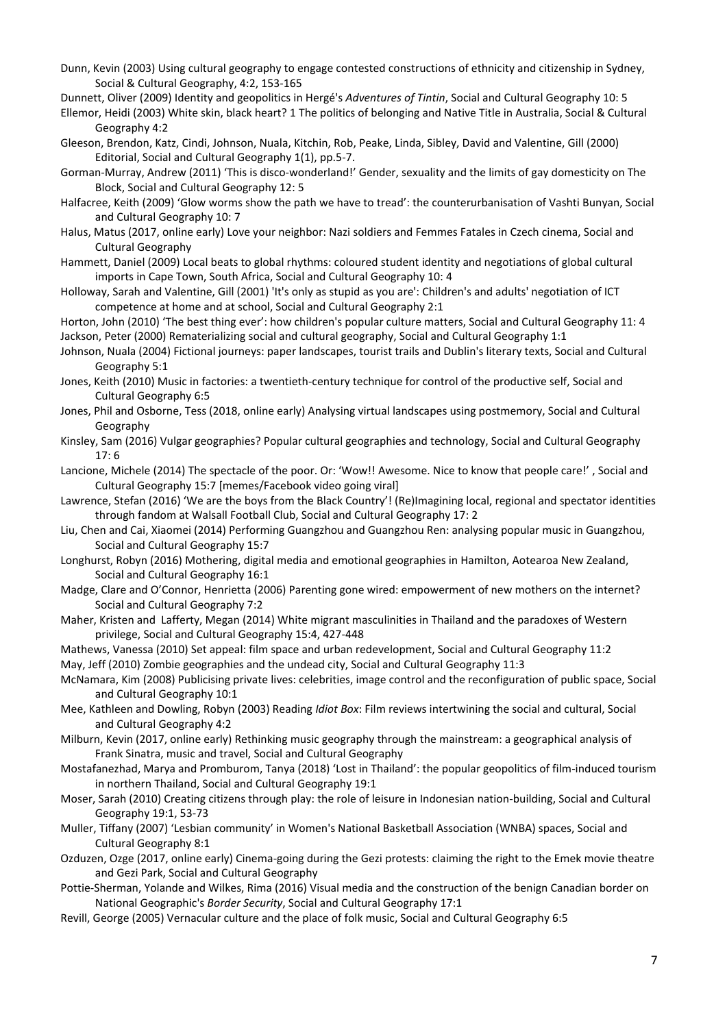Dunn, Kevin (2003) Using cultural geography to engage contested constructions of ethnicity and citizenship in Sydney, Social & Cultural Geography, 4:2, 153-165

Dunnett, Oliver (2009) Identity and geopolitics in Hergé's *Adventures of Tintin*, Social and Cultural Geography 10: 5

Ellemor, Heidi (2003) White skin, black heart? 1 The politics of belonging and Native Title in Australia, Social & Cultural Geography 4:2

Gleeson, Brendon, Katz, Cindi, Johnson, Nuala, Kitchin, Rob, Peake, Linda, Sibley, David and Valentine, Gill (2000) Editorial, Social and Cultural Geography 1(1), pp.5-7.

Gorman-Murray, Andrew (2011) 'This is disco-wonderland!' Gender, sexuality and the limits of gay domesticity on The Block, Social and Cultural Geography 12: 5

Halfacree, Keith (2009) 'Glow worms show the path we have to tread': the counterurbanisation of Vashti Bunyan, Social and Cultural Geography 10: 7

Halus, Matus (2017, online early) Love your neighbor: Nazi soldiers and Femmes Fatales in Czech cinema, Social and Cultural Geography

Hammett, Daniel (2009) Local beats to global rhythms: coloured student identity and negotiations of global cultural imports in Cape Town, South Africa, Social and Cultural Geography 10: 4

Holloway, Sarah and Valentine, Gill (2001) 'It's only as stupid as you are': Children's and adults' negotiation of ICT competence at home and at school, Social and Cultural Geography 2:1

Horton, John (2010) 'The best thing ever': how children's popular culture matters, Social and Cultural Geography 11: 4

Jackson, Peter (2000) Rematerializing social and cultural geography, Social and Cultural Geography 1:1

Johnson, Nuala (2004) Fictional journeys: paper landscapes, tourist trails and Dublin's literary texts, Social and Cultural Geography 5:1

Jones, Keith (2010) Music in factories: a twentieth-century technique for control of the productive self, Social and Cultural Geography 6:5

Jones, Phil and Osborne, Tess (2018, online early) Analysing virtual landscapes using postmemory, Social and Cultural Geography

Kinsley, Sam (2016) Vulgar geographies? Popular cultural geographies and technology, Social and Cultural Geography 17: 6

Lancione, Michele (2014) The spectacle of the poor. Or: 'Wow!! Awesome. Nice to know that people care!' , Social and Cultural Geography 15:7 [memes/Facebook video going viral]

Lawrence, Stefan (2016) 'We are the boys from the Black Country'! (Re)Imagining local, regional and spectator identities through fandom at Walsall Football Club, Social and Cultural Geography 17: 2

Liu, Chen and Cai, Xiaomei (2014) Performing Guangzhou and Guangzhou Ren: analysing popular music in Guangzhou, Social and Cultural Geography 15:7

Longhurst, Robyn (2016) Mothering, digital media and emotional geographies in Hamilton, Aotearoa New Zealand, Social and Cultural Geography 16:1

Madge, Clare and O'Connor, Henrietta (2006) Parenting gone wired: empowerment of new mothers on the internet? Social and Cultural Geography 7:2

Maher, Kristen and Lafferty, Megan (2014) White migrant masculinities in Thailand and the paradoxes of Western privilege, Social and Cultural Geography 15:4, 427-448

Mathews, Vanessa (2010) Set appeal: film space and urban redevelopment, Social and Cultural Geography 11:2

May, Jeff (2010) Zombie geographies and the undead city, Social and Cultural Geography 11:3

McNamara, Kim (2008) Publicising private lives: celebrities, image control and the reconfiguration of public space, Social and Cultural Geography 10:1

Mee, Kathleen and Dowling, Robyn (2003) Reading *Idiot Box*: Film reviews intertwining the social and cultural, Social and Cultural Geography 4:2

Milburn, Kevin (2017, online early) Rethinking music geography through the mainstream: a geographical analysis of Frank Sinatra, music and travel, Social and Cultural Geography

Mostafanezhad, Marya and Promburom, Tanya (2018) 'Lost in Thailand': the popular geopolitics of film-induced tourism in northern Thailand, Social and Cultural Geography 19:1

Moser, Sarah (2010) Creating citizens through play: the role of leisure in Indonesian nation-building, Social and Cultural Geography 19:1, 53-73

Muller, Tiffany (2007) 'Lesbian community' in Women's National Basketball Association (WNBA) spaces, Social and Cultural Geography 8:1

Ozduzen, Ozge (2017, online early) Cinema-going during the Gezi protests: claiming the right to the Emek movie theatre and Gezi Park, Social and Cultural Geography

Pottie-Sherman, Yolande and Wilkes, Rima (2016) Visual media and the construction of the benign Canadian border on National Geographic's *Border Security*, Social and Cultural Geography 17:1

Revill, George (2005) Vernacular culture and the place of folk music, Social and Cultural Geography 6:5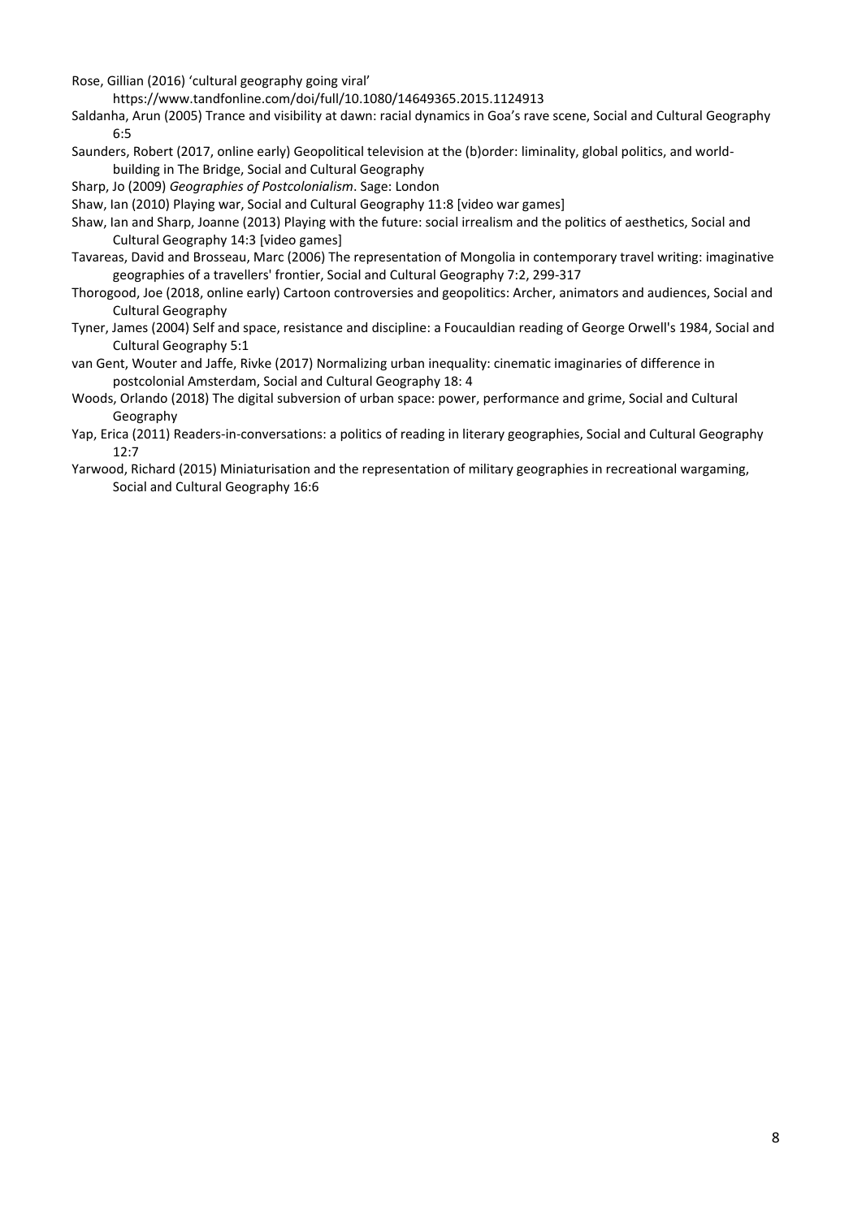Rose, Gillian (2016) 'cultural geography going viral' https://www.tandfonline.com/doi/full/10.1080/14649365.2015.1124913

Saldanha, Arun (2005) Trance and visibility at dawn: racial dynamics in Goa's rave scene, Social and Cultural Geography 6:5

Saunders, Robert (2017, online early) Geopolitical television at the (b)order: liminality, global politics, and world-building in The Bridge, Social and Cultural Geography

Sharp, Jo (2009) *Geographies of Postcolonialism*. Sage: London

Shaw, Ian (2010) Playing war, Social and Cultural Geography 11:8 [video war games]

Shaw, Ian and Sharp, Joanne (2013) Playing with the future: social irrealism and the politics of aesthetics, Social and Cultural Geography 14:3 [video games]

Tavareas, David and Brosseau, Marc (2006) The representation of Mongolia in contemporary travel writing: imaginative geographies of a travellers' frontier, Social and Cultural Geography 7:2, 299-317

Thorogood, Joe (2018, online early) Cartoon controversies and geopolitics: Archer, animators and audiences, Social and Cultural Geography

Tyner, James (2004) Self and space, resistance and discipline: a Foucauldian reading of George Orwell's 1984, Social and Cultural Geography 5:1

van Gent, Wouter and Jaffe, Rivke (2017) Normalizing urban inequality: cinematic imaginaries of difference in postcolonial Amsterdam, Social and Cultural Geography 18: 4

Woods, Orlando (2018) The digital subversion of urban space: power, performance and grime, Social and Cultural Geography

Yap, Erica (2011) Readers-in-conversations: a politics of reading in literary geographies, Social and Cultural Geography 12:7

Yarwood, Richard (2015) Miniaturisation and the representation of military geographies in recreational wargaming, Social and Cultural Geography 16:6